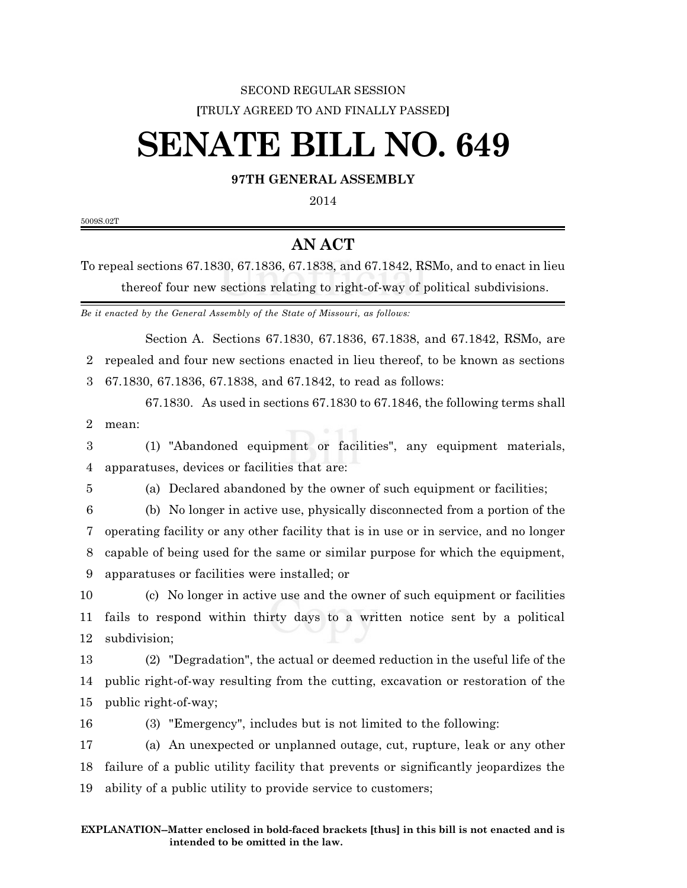SECOND REGULAR SESSION

[TRULY AGREED TO AND FINALLY PASSED]

# SENATE BILL NO. 649

**97TH GENERAL ASSEMBLY**

2014

5009S.02T

## AN ACT

To repeal sections 67.1830, 67.1836, 67.1838, and 67.1842, RSMo, and to enact in lieu thereof four new sections relating to right-of-way of political subdivisions.

*Be it enacted by the General Assembly of the State of Missouri, as follows:*

Section A. Sections 67.1830, 67.1836, 67.1838, and 67.1842, RSMo, are repealed and four new sections enacted in lieu thereof, to be known as sections 67.1830, 67.1836, 67.1838, and 67.1842, to read as follows:

67.1830. As used in sections 67.1830 to 67.1846, the following terms shall mean:

(1) "Abandoned equipment or facilities", any equipment materials, apparatuses, devices or facilities that are:

(a) Declared abandoned by the owner of such equipment or facilities;

(b) No longer in active use, physically disconnected from a portion of the operating facility or any other facility that is in use or in service, and no longer capable of being used for the same or similar purpose for which the equipment, apparatuses or facilities were installed; or

(c) No longer in active use and the owner of such equipment or facilities fails to respond within thirty days to a written notice sent by a political subdivision;

(2) "Degradation", the actual or deemed reduction in the useful life of the public right-of-way resulting from the cutting, excavation or restoration of the public right-of-way;

(3) "Emergency", includes but is not limited to the following:

(a) An unexpected or unplanned outage, cut, rupture, leak or any other failure of a public utility facility that prevents or significantly jeopardizes the ability of a public utility to provide service to customers;

**EXPLANATION–Matter enclosed in bold-faced brackets [thus] in this bill is not enacted and is intended to be omitted in the law.**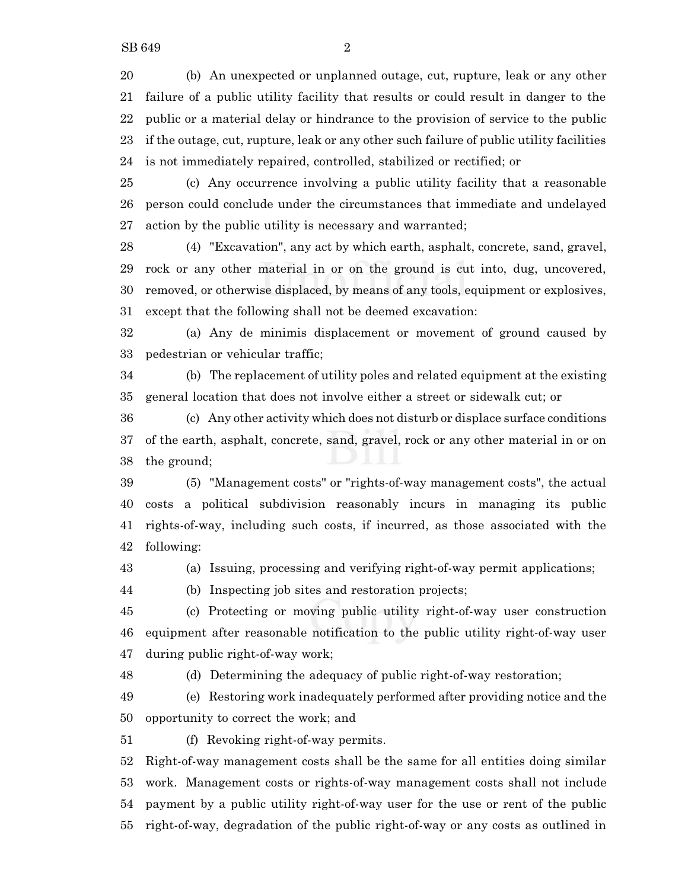(b) An unexpected or unplanned outage, cut, rupture, leak or any other failure of a public utility facility that results or could result in danger to the public or a material delay or hindrance to the provision of service to the public if the outage, cut, rupture, leak or any other such failure of public utility facilities is not immediately repaired, controlled, stabilized or rectified; or

(c) Any occurrence involving a public utility facility that a reasonable person could conclude under the circumstances that immediate and undelayed action by the public utility is necessary and warranted;

(4) "Excavation", any act by which earth, asphalt, concrete, sand, gravel, rock or any other material in or on the ground is cut into, dug, uncovered, removed, or otherwise displaced, by means of any tools, equipment or explosives, except that the following shall not be deemed excavation:

(a) Any de minimis displacement or movement of ground caused by pedestrian or vehicular traffic;

(b) The replacement of utility poles and related equipment at the existing general location that does not involve either a street or sidewalk cut; or

(c) Any other activity which does not disturb or displace surface conditions of the earth, asphalt, concrete, sand, gravel, rock or any other material in or on the ground;

(5) "Management costs" or "rights-of-way management costs", the actual costs a political subdivision reasonably incurs in managing its public rights-of-way, including such costs, if incurred, as those associated with the following:

(a) Issuing, processing and verifying right-of-way permit applications;

(b) Inspecting job sites and restoration projects;

(c) Protecting or moving public utility right-of-way user construction equipment after reasonable notification to the public utility right-of-way user during public right-of-way work;

(d) Determining the adequacy of public right-of-way restoration;

(e) Restoring work inadequately performed after providing notice and the opportunity to correct the work; and

(f) Revoking right-of-way permits.

Right-of-way management costs shall be the same for all entities doing similar work. Management costs or rights-of-way management costs shall not include payment by a public utility right-of-way user for the use or rent of the public right-of-way, degradation of the public right-of-way or any costs as outlined in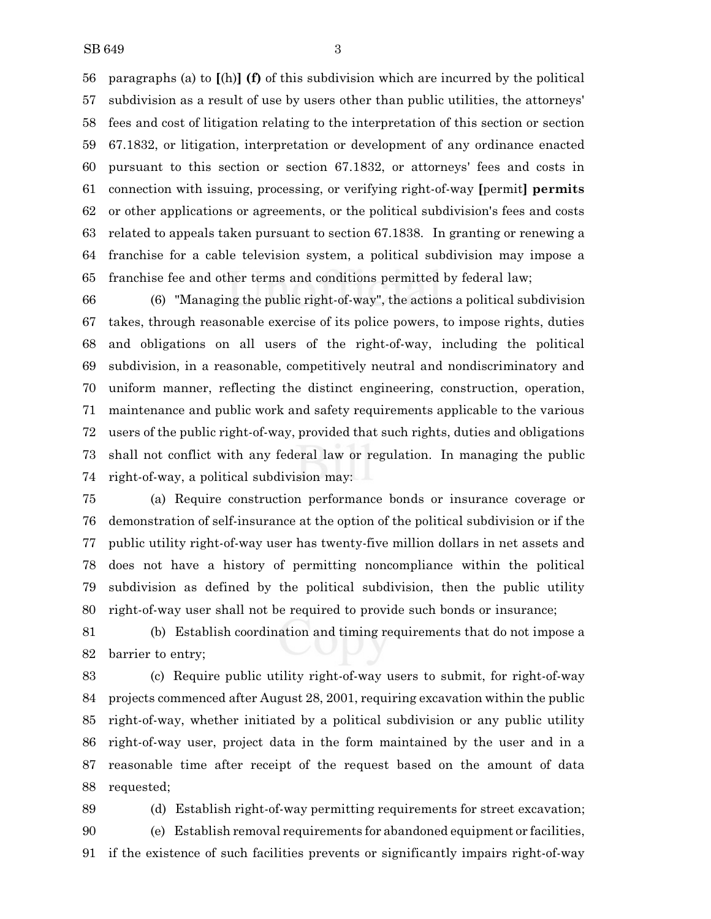paragraphs (a) to **[**(h)**] (f)** of this subdivision which are incurred by the political subdivision as a result of use by users other than public utilities, the attorneys' fees and cost of litigation relating to the interpretation of this section or section 67.1832, or litigation, interpretation or development of any ordinance enacted pursuant to this section or section 67.1832, or attorneys' fees and costs in connection with issuing, processing, or verifying right-of-way **[**permit**] permits** or other applications or agreements, or the political subdivision's fees and costs related to appeals taken pursuant to section 67.1838. In granting or renewing a franchise for a cable television system, a political subdivision may impose a franchise fee and other terms and conditions permitted by federal law;

(6) "Managing the public right-of-way", the actions a political subdivision takes, through reasonable exercise of its police powers, to impose rights, duties and obligations on all users of the right-of-way, including the political subdivision, in a reasonable, competitively neutral and nondiscriminatory and uniform manner, reflecting the distinct engineering, construction, operation, maintenance and public work and safety requirements applicable to the various users of the public right-of-way, provided that such rights, duties and obligations shall not conflict with any federal law or regulation. In managing the public right-of-way, a political subdivision may:

(a) Require construction performance bonds or insurance coverage or demonstration of self-insurance at the option of the political subdivision or if the public utility right-of-way user has twenty-five million dollars in net assets and does not have a history of permitting noncompliance within the political subdivision as defined by the political subdivision, then the public utility right-of-way user shall not be required to provide such bonds or insurance;

(b) Establish coordination and timing requirements that do not impose a barrier to entry;

(c) Require public utility right-of-way users to submit, for right-of-way projects commenced after August 28, 2001, requiring excavation within the public right-of-way, whether initiated by a political subdivision or any public utility right-of-way user, project data in the form maintained by the user and in a reasonable time after receipt of the request based on the amount of data requested;

(d) Establish right-of-way permitting requirements for street excavation;

(e) Establish removal requirements for abandoned equipment or facilities, if the existence of such facilities prevents or significantly impairs right-of-way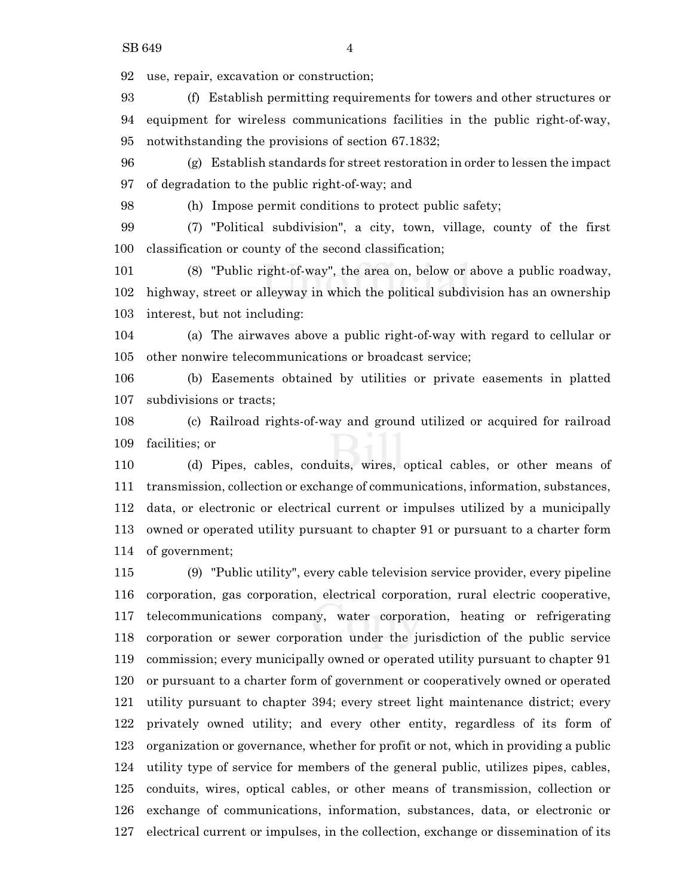use, repair, excavation or construction;

(f) Establish permitting requirements for towers and other structures or equipment for wireless communications facilities in the public right-of-way, notwithstanding the provisions of section 67.1832;

(g) Establish standards for street restoration in order to lessen the impact of degradation to the public right-of-way; and

(h) Impose permit conditions to protect public safety;

(7) "Political subdivision", a city, town, village, county of the first classification or county of the second classification;

(8) "Public right-of-way", the area on, below or above a public roadway, highway, street or alleyway in which the political subdivision has an ownership interest, but not including:

(a) The airwaves above a public right-of-way with regard to cellular or other nonwire telecommunications or broadcast service;

(b) Easements obtained by utilities or private easements in platted subdivisions or tracts;

(c) Railroad rights-of-way and ground utilized or acquired for railroad facilities; or

(d) Pipes, cables, conduits, wires, optical cables, or other means of transmission, collection or exchange of communications, information, substances, data, or electronic or electrical current or impulses utilized by a municipally owned or operated utility pursuant to chapter 91 or pursuant to a charter form of government;

(9) "Public utility", every cable television service provider, every pipeline corporation, gas corporation, electrical corporation, rural electric cooperative, telecommunications company, water corporation, heating or refrigerating corporation or sewer corporation under the jurisdiction of the public service commission; every municipally owned or operated utility pursuant to chapter 91 or pursuant to a charter form of government or cooperatively owned or operated utility pursuant to chapter 394; every street light maintenance district; every privately owned utility; and every other entity, regardless of its form of organization or governance, whether for profit or not, which in providing a public utility type of service for members of the general public, utilizes pipes, cables, conduits, wires, optical cables, or other means of transmission, collection or exchange of communications, information, substances, data, or electronic or electrical current or impulses, in the collection, exchange or dissemination of its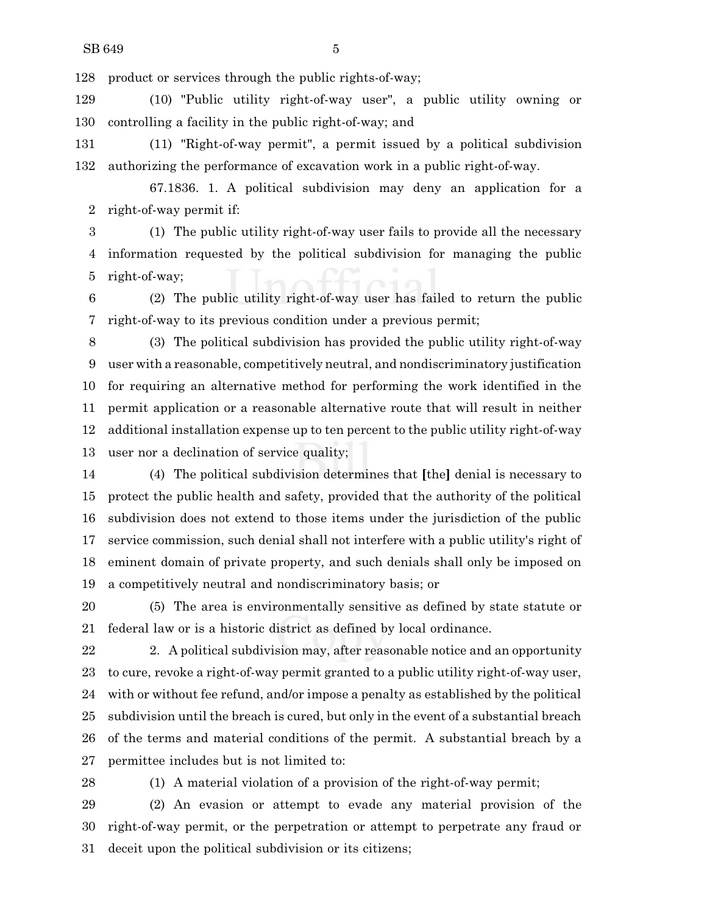product or services through the public rights-of-way;

(10) "Public utility right-of-way user", a public utility owning or controlling a facility in the public right-of-way; and

(11) "Right-of-way permit", a permit issued by a political subdivision authorizing the performance of excavation work in a public right-of-way.

67.1836. 1. A political subdivision may deny an application for a right-of-way permit if:

(1) The public utility right-of-way user fails to provide all the necessary information requested by the political subdivision for managing the public right-of-way;

(2) The public utility right-of-way user has failed to return the public right-of-way to its previous condition under a previous permit;

(3) The political subdivision has provided the public utility right-of-way user with a reasonable, competitively neutral, and nondiscriminatory justification for requiring an alternative method for performing the work identified in the permit application or a reasonable alternative route that will result in neither additional installation expense up to ten percent to the public utility right-of-way user nor a declination of service quality;

(4) The political subdivision determines that [the] denial is necessary to protect the public health and safety, provided that the authority of the political subdivision does not extend to those items under the jurisdiction of the public service commission, such denial shall not interfere with a public utility's right of eminent domain of private property, and such denials shall only be imposed on a competitively neutral and nondiscriminatory basis; or

(5) The area is environmentally sensitive as defined by state statute or federal law or is a historic district as defined by local ordinance.

2. A political subdivision may, after reasonable notice and an opportunity to cure, revoke a right-of-way permit granted to a public utility right-of-way user, with or without fee refund, and/or impose a penalty as established by the political subdivision until the breach is cured, but only in the event of a substantial breach of the terms and material conditions of the permit. A substantial breach by a permittee includes but is not limited to:

(1) A material violation of a provision of the right-of-way permit;

(2) An evasion or attempt to evade any material provision of the right-of-way permit, or the perpetration or attempt to perpetrate any fraud or deceit upon the political subdivision or its citizens;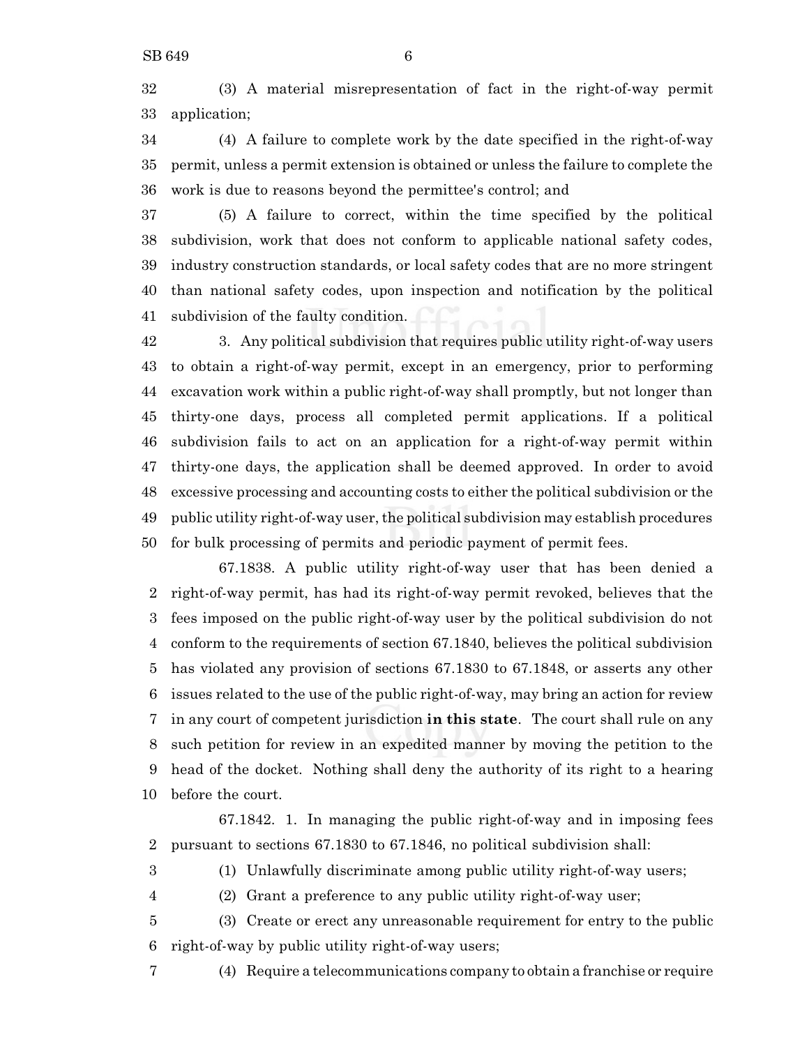(3) A material misrepresentation of fact in the right-of-way permit application;

(4) A failure to complete work by the date specified in the right-of-way permit, unless a permit extension is obtained or unless the failure to complete the work is due to reasons beyond the permittee's control; and

(5) A failure to correct, within the time specified by the political subdivision, work that does not conform to applicable national safety codes, industry construction standards, or local safety codes that are no more stringent than national safety codes, upon inspection and notification by the political subdivision of the faulty condition.

3. Any political subdivision that requires public utility right-of-way users to obtain a right-of-way permit, except in an emergency, prior to performing excavation work within a public right-of-way shall promptly, but not longer than thirty-one days, process all completed permit applications. If a political subdivision fails to act on an application for a right-of-way permit within thirty-one days, the application shall be deemed approved. In order to avoid excessive processing and accounting costs to either the political subdivision or the public utility right-of-way user, the political subdivision may establish procedures for bulk processing of permits and periodic payment of permit fees.

67.1838. A public utility right-of-way user that has been denied a right-of-way permit, has had its right-of-way permit revoked, believes that the fees imposed on the public right-of-way user by the political subdivision do not conform to the requirements of section 67.1840, believes the political subdivision has violated any provision of sections 67.1830 to 67.1848, or asserts any other issues related to the use of the public right-of-way, may bring an action for review in any court of competent jurisdiction **in this state**. The court shall rule on any such petition for review in an expedited manner by moving the petition to the head of the docket. Nothing shall deny the authority of its right to a hearing before the court.

67.1842. 1. In managing the public right-of-way and in imposing fees pursuant to sections 67.1830 to 67.1846, no political subdivision shall:

(1) Unlawfully discriminate among public utility right-of-way users;

(2) Grant a preference to any public utility right-of-way user;

(3) Create or erect any unreasonable requirement for entry to the public right-of-way by public utility right-of-way users;

(4) Require a telecommunications company to obtain a franchise or require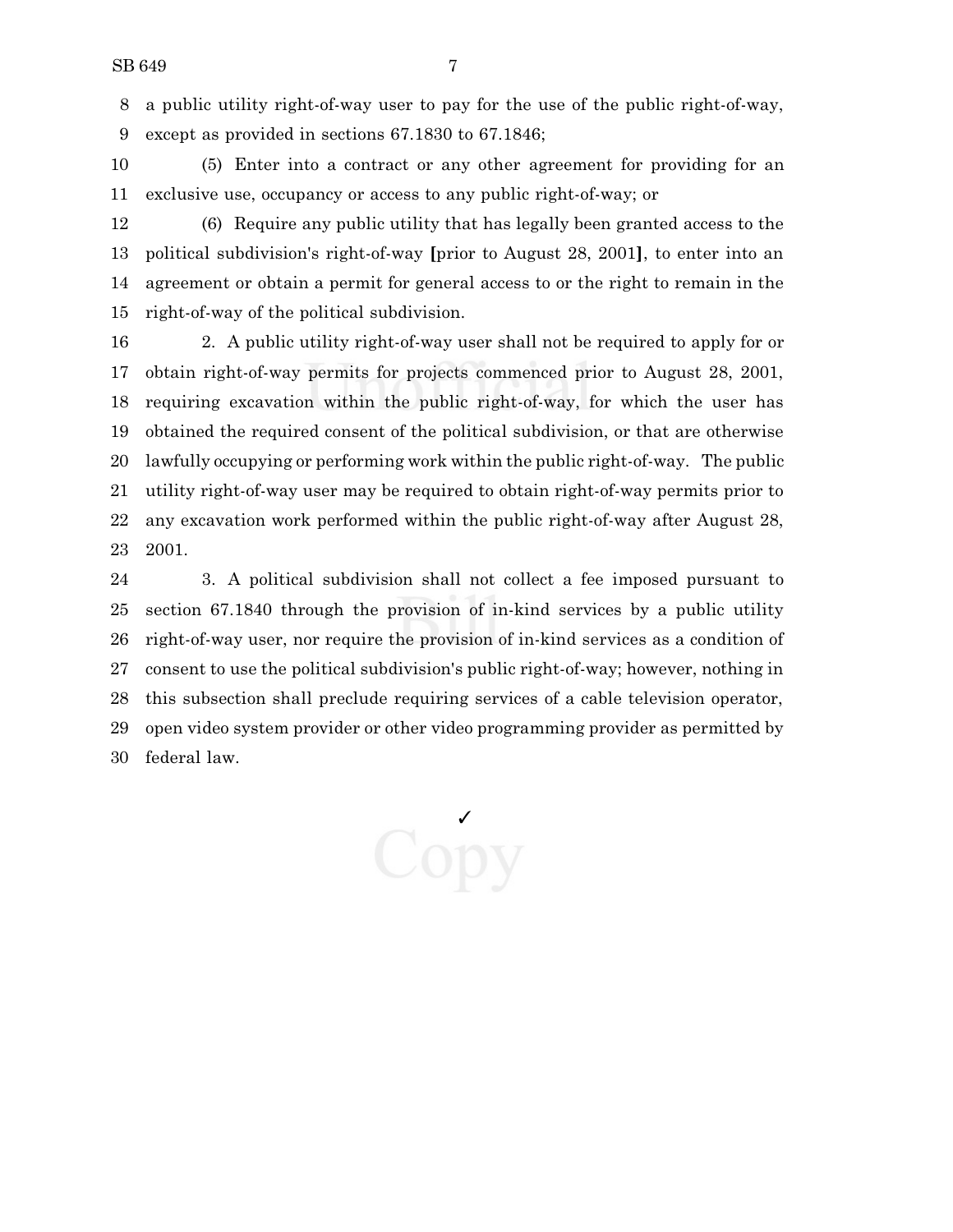a public utility right-of-way user to pay for the use of the public right-of-way, except as provided in sections 67.1830 to 67.1846;

(5) Enter into a contract or any other agreement for providing for an exclusive use, occupancy or access to any public right-of-way; or

(6) Require any public utility that has legally been granted access to the political subdivision's right-of-way [prior to August 28, 2001], to enter into an agreement or obtain a permit for general access to or the right to remain in the right-of-way of the political subdivision.

2. A public utility right-of-way user shall not be required to apply for or obtain right-of-way permits for projects commenced prior to August 28, 2001, requiring excavation within the public right-of-way, for which the user has obtained the required consent of the political subdivision, or that are otherwise lawfully occupying or performing work within the public right-of-way. The public utility right-of-way user may be required to obtain right-of-way permits prior to any excavation work performed within the public right-of-way after August 28, 2001.

3. A political subdivision shall not collect a fee imposed pursuant to section 67.1840 through the provision of in-kind services by a public utility right-of-way user, nor require the provision of in-kind services as a condition of consent to use the political subdivision's public right-of-way; however, nothing in this subsection shall preclude requiring services of a cable television operator, open video system provider or other video programming provider as permitted by federal law.

✓